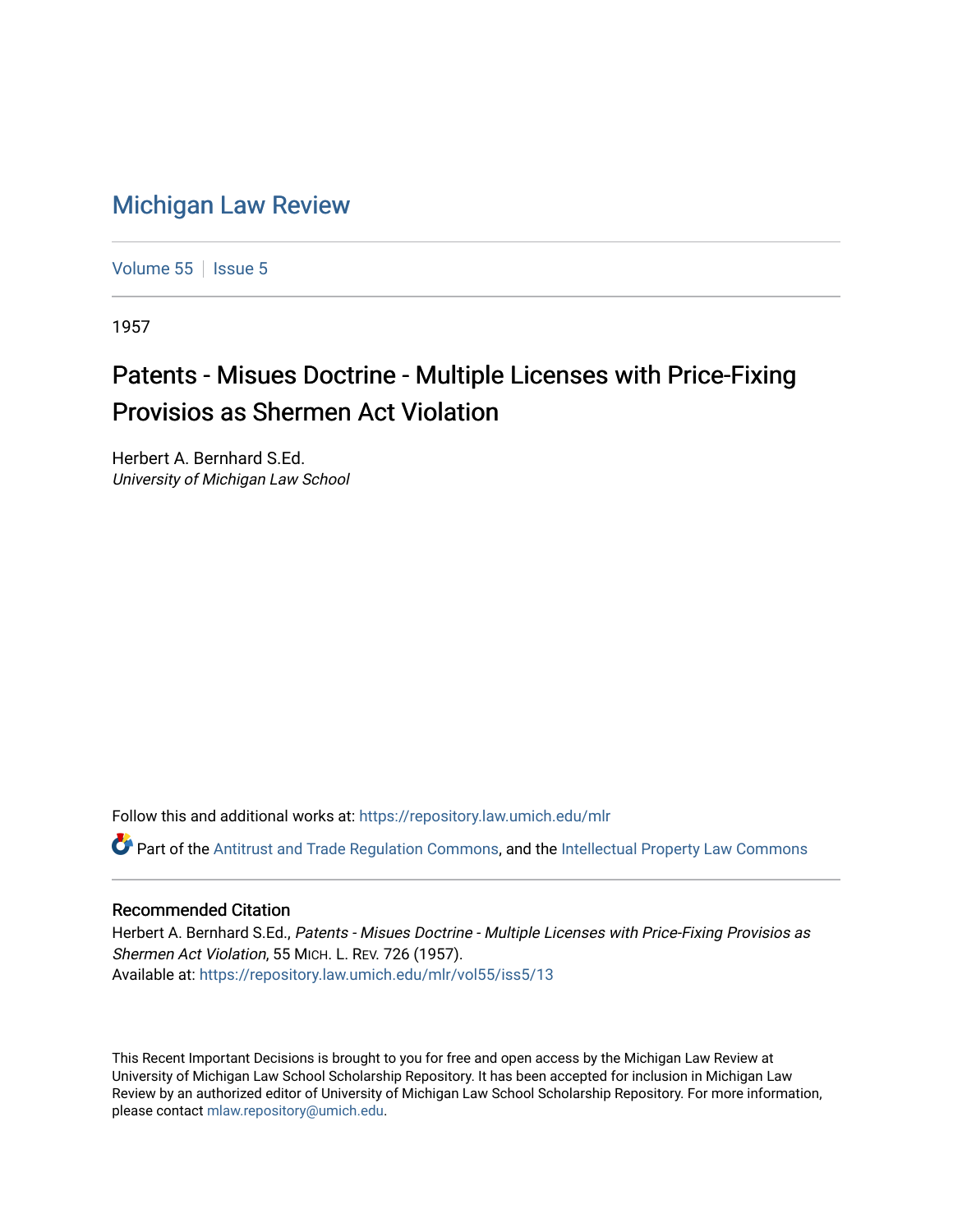# Michigan Law Review

Volume 55 | Issue 5

1957

## Patents - Misues Doctrine - Multiple Licenses with Price-Fixing Provisios as Shermen Act Violation

Herbert A. Bernhard S.Ed.
*University of Michigan Law School*

Follow this and additional works at: https://repository.law.umich.edu/mlr

Part of the Antitrust and Trade Regulation Commons, and the Intellectual Property Law Commons

### Recommended Citation

Herbert A. Bernhard S.Ed., *Patents - Misues Doctrine - Multiple Licenses with Price-Fixing Provisios as Shermen Act Violation*, 55 MICH. L. REV. 726 (1957).
Available at: https://repository.law.umich.edu/mlr/vol55/iss5/13

This Recent Important Decisions is brought to you for free and open access by the Michigan Law Review at University of Michigan Law School Scholarship Repository. It has been accepted for inclusion in Michigan Law Review by an authorized editor of University of Michigan Law School Scholarship Repository. For more information, please contact mlaw.repository@umich.edu.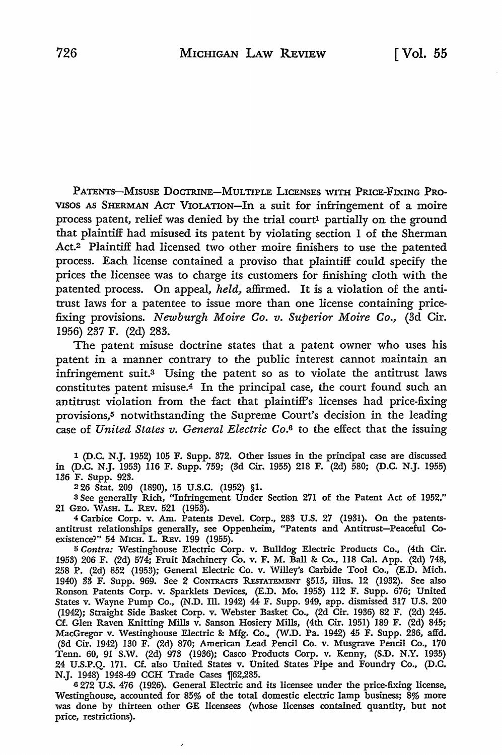PATENTS—MISUSE DOCTRINE—MULTIPLE LICENSES WITH PRICE-FIXING PROVISOS AS SHERMAN ACT VIOLATION—In a suit for infringement of a moire process patent, relief was denied by the trial court[1] partially on the ground that plaintiff had misused its patent by violating section 1 of the Sherman Act.[2] Plaintiff had licensed two other moire finishers to use the patented process. Each license contained a proviso that plaintiff could specify the prices the licensee was to charge its customers for finishing cloth with the patented process. On appeal, *held,* affirmed. It is a violation of the antitrust laws for a patentee to issue more than one license containing price-fixing provisions. *Newburgh Moire Co. v. Superior Moire Co.,* (3d Cir. 1956) 237 F. (2d) 283.

The patent misuse doctrine states that a patent owner who uses his patent in a manner contrary to the public interest cannot maintain an infringement suit.[3] Using the patent so as to violate the antitrust laws constitutes patent misuse.[4] In the principal case, the court found such an antitrust violation from the fact that plaintiff's licenses had price-fixing provisions,[5] notwithstanding the Supreme Court's decision in the leading case of *United States v. General Electric Co.*[6] to the effect that the issuing

[1] (D.C. N.J. 1952) 105 F. Supp. 372. Other issues in the principal case are discussed in (D.C. N.J. 1953) 116 F. Supp. 759; (3d Cir. 1955) 218 F. (2d) 580; (D.C. N.J. 1955) 136 F. Supp. 923.

[2] 26 Stat. 209 (1890), 15 U.S.C. (1952) §1.

[3] See generally Rich, "Infringement Under Section 271 of the Patent Act of 1952," 21 GEO. WASH. L. REV. 521 (1953).

[4] Carbice Corp. v. Am. Patents Devel. Corp., 283 U.S. 27 (1931). On the patents-antitrust relationships generally, see Oppenheim, "Patents and Antitrust—Peaceful Coexistence?" 54 MICH. L. REV. 199 (1955).

[5] *Contra:* Westinghouse Electric Corp. v. Bulldog Electric Products Co., (4th Cir. 1953) 206 F. (2d) 574; Fruit Machinery Co. v. F. M. Ball & Co., 118 Cal. App. (2d) 748, 258 P. (2d) 852 (1953); General Electric Co. v. Willey's Carbide Tool Co., (E.D. Mich. 1940) 33 F. Supp. 969. See 2 CONTRACTS RESTATEMENT §515, illus. 12 (1932). See also Ronson Patents Corp. v. Sparklets Devices, (E.D. Mo. 1953) 112 F. Supp. 676; United States v. Wayne Pump Co., (N.D. Ill. 1942) 44 F. Supp. 949, app. dismissed 317 U.S. 200 (1942); Straight Side Basket Corp. v. Webster Basket Co., (2d Cir. 1936) 82 F. (2d) 245. Cf. Glen Raven Knitting Mills v. Sanson Hosiery Mills, (4th Cir. 1951) 189 F. (2d) 845; MacGregor v. Westinghouse Electric & Mfg. Co., (W.D. Pa. 1942) 45 F. Supp. 236, affd. (3d Cir. 1942) 130 F. (2d) 870; American Lead Pencil Co. v. Musgrave Pencil Co., 170 Tenn. 60, 91 S.W. (2d) 973 (1936); Casco Products Corp. v. Kenny, (S.D. N.Y. 1935) 24 U.S.P.Q. 171. Cf. also United States v. United States Pipe and Foundry Co., (D.C. N.J. 1948) 1948-49 CCH Trade Cases ¶62,285.

[6] 272 U.S. 476 (1926). General Electric and its licensee under the price-fixing license, Westinghouse, accounted for 85% of the total domestic electric lamp business; 8% more was done by thirteen other GE licensees (whose licenses contained quantity, but not price, restrictions).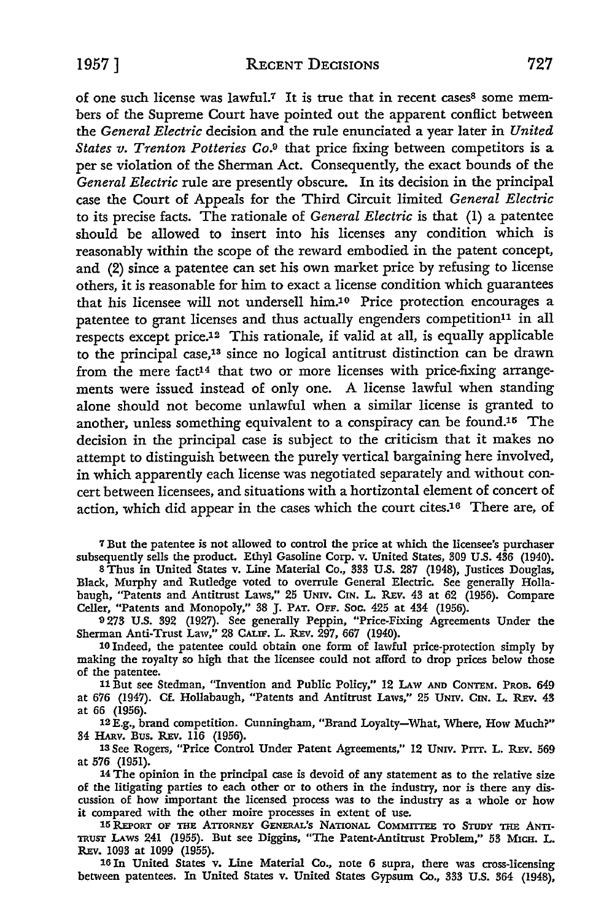of one such license was lawful.[7] It is true that in recent cases[8] some members of the Supreme Court have pointed out the apparent conflict between the *General Electric* decision and the rule enunciated a year later in *United States v. Trenton Potteries Co.*[9] that price fixing between competitors is a per se violation of the Sherman Act. Consequently, the exact bounds of the *General Electric* rule are presently obscure. In its decision in the principal case the Court of Appeals for the Third Circuit limited *General Electric* to its precise facts. The rationale of *General Electric* is that (1) a patentee should be allowed to insert into his licenses any condition which is reasonably within the scope of the reward embodied in the patent concept, and (2) since a patentee can set his own market price by refusing to license others, it is reasonable for him to exact a license condition which guarantees that his licensee will not undersell him.[10] Price protection encourages a patentee to grant licenses and thus actually engenders competition[11] in all respects except price.[12] This rationale, if valid at all, is equally applicable to the principal case,[13] since no logical antitrust distinction can be drawn from the mere fact[14] that two or more licenses with price-fixing arrangements were issued instead of only one. A license lawful when standing alone should not become unlawful when a similar license is granted to another, unless something equivalent to a conspiracy can be found.[15] The decision in the principal case is subject to the criticism that it makes no attempt to distinguish between the purely vertical bargaining here involved, in which apparently each license was negotiated separately and without concert between licensees, and situations with a hortizontal element of concert of action, which did appear in the cases which the court cites.[16] There are, of

[7] But the patentee is not allowed to control the price at which the licensee's purchaser subsequently sells the product. Ethyl Gasoline Corp. v. United States, 309 U.S. 436 (1940).

[8] Thus in United States v. Line Material Co., 333 U.S. 287 (1948), Justices Douglas, Black, Murphy and Rutledge voted to overrule General Electric. See generally Hollabaugh, "Patents and Antitrust Laws," 25 UNIV. CIN. L. REV. 43 at 62 (1956). Compare Celler, "Patents and Monopoly," 38 J. PAT. OFF. SOC. 425 at 434 (1956).

[9] 273 U.S. 392 (1927). See generally Peppin, "Price-Fixing Agreements Under the Sherman Anti-Trust Law," 28 CALIF. L. REV. 297, 667 (1940).

[10] Indeed, the patentee could obtain one form of lawful price-protection simply by making the royalty so high that the licensee could not afford to drop prices below those of the patentee.

[11] But see Stedman, "Invention and Public Policy," 12 LAW AND CONTEM. PROB. 649 at 676 (1947). Cf. Hollabaugh, "Patents and Antitrust Laws," 25 UNIV. CIN. L. REV. 43 at 66 (1956).

[12] E.g., brand competition. Cunningham, "Brand Loyalty—What, Where, How Much?" 34 HARV. BUS. REV. 116 (1956).

[13] See Rogers, "Price Control Under Patent Agreements," 12 UNIV. PITT. L. REV. 569 at 576 (1951).

[14] The opinion in the principal case is devoid of any statement as to the relative size of the litigating parties to each other or to others in the industry, nor is there any discussion of how important the licensed process was to the industry as a whole or how it compared with the other moire processes in extent of use.

[15] REPORT OF THE ATTORNEY GENERAL'S NATIONAL COMMITTEE TO STUDY THE ANTITRUST LAWS 241 (1955). But see Diggins, "The Patent-Antitrust Problem," 53 MICH. L. REV. 1093 at 1099 (1955).

[16] In United States v. Line Material Co., note 6 supra, there was cross-licensing between patentees. In United States v. United States Gypsum Co., 333 U.S. 364 (1948),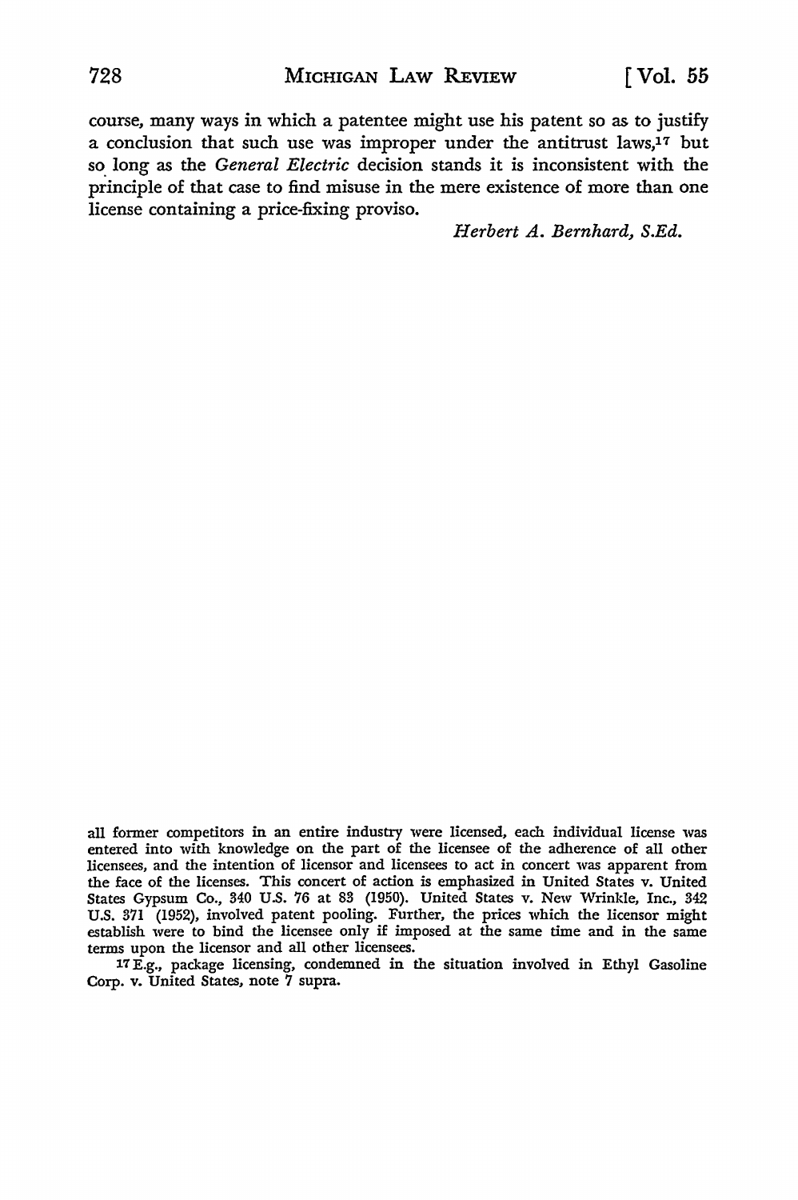course, many ways in which a patentee might use his patent so as to justify a conclusion that such use was improper under the antitrust laws,[17] but so long as the *General Electric* decision stands it is inconsistent with the principle of that case to find misuse in the mere existence of more than one license containing a price-fixing proviso.

*Herbert A. Bernhard, S.Ed.*

---

all former competitors in an entire industry were licensed, each individual license was entered into with knowledge on the part of the licensee of the adherence of all other licensees, and the intention of licensor and licensees to act in concert was apparent from the face of the licenses. This concert of action is emphasized in United States v. United States Gypsum Co., 340 U.S. 76 at 83 (1950). United States v. New Wrinkle, Inc., 342 U.S. 371 (1952), involved patent pooling. Further, the prices which the licensor might establish were to bind the licensee only if imposed at the same time and in the same terms upon the licensor and all other licensees.

[17] E.g., package licensing, condemned in the situation involved in Ethyl Gasoline Corp. v. United States, note 7 supra.